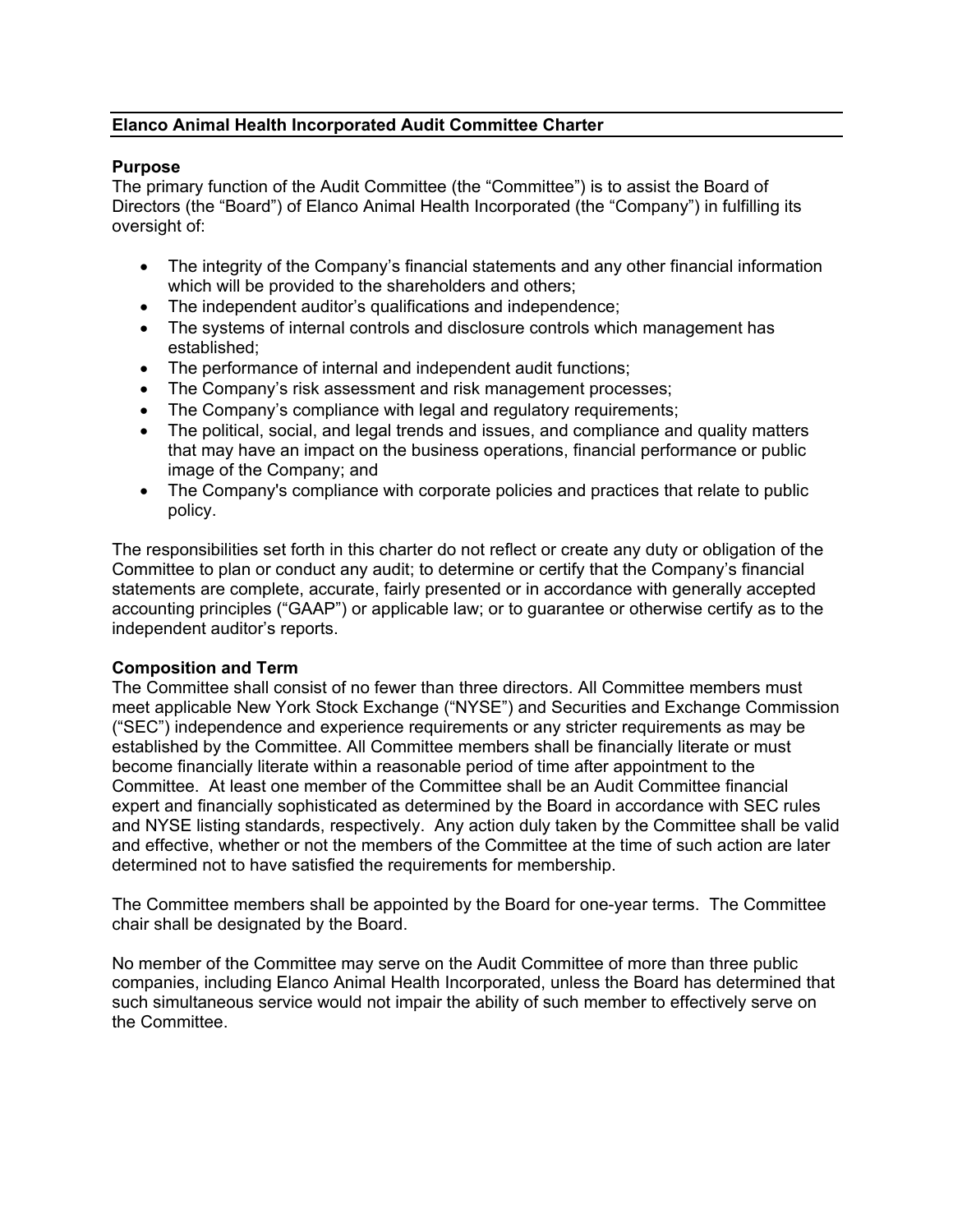# Elanco Animal Health Incorporated Audit Committee Charter

## Purpose

The primary function of the Audit Committee (the "Committee") is to assist the Board of Directors (the "Board") of Elanco Animal Health Incorporated (the "Company") in fulfilling its oversight of:

- The integrity of the Company's financial statements and any other financial information which will be provided to the shareholders and others;
- The independent auditor's qualifications and independence;
- The systems of internal controls and disclosure controls which management has established;
- The performance of internal and independent audit functions;
- The Company's risk assessment and risk management processes;
- The Company's compliance with legal and regulatory requirements;
- The political, social, and legal trends and issues, and compliance and quality matters that may have an impact on the business operations, financial performance or public image of the Company; and
- The Company's compliance with corporate policies and practices that relate to public policy.

The responsibilities set forth in this charter do not reflect or create any duty or obligation of the Committee to plan or conduct any audit; to determine or certify that the Company's financial statements are complete, accurate, fairly presented or in accordance with generally accepted accounting principles ("GAAP") or applicable law; or to guarantee or otherwise certify as to the independent auditor's reports.

## Composition and Term

The Committee shall consist of no fewer than three directors. All Committee members must meet applicable New York Stock Exchange ("NYSE") and Securities and Exchange Commission ("SEC") independence and experience requirements or any stricter requirements as may be established by the Committee. All Committee members shall be financially literate or must become financially literate within a reasonable period of time after appointment to the Committee. At least one member of the Committee shall be an Audit Committee financial expert and financially sophisticated as determined by the Board in accordance with SEC rules and NYSE listing standards, respectively. Any action duly taken by the Committee shall be valid and effective, whether or not the members of the Committee at the time of such action are later determined not to have satisfied the requirements for membership.

The Committee members shall be appointed by the Board for one-year terms. The Committee chair shall be designated by the Board.

No member of the Committee may serve on the Audit Committee of more than three public companies, including Elanco Animal Health Incorporated, unless the Board has determined that such simultaneous service would not impair the ability of such member to effectively serve on the Committee.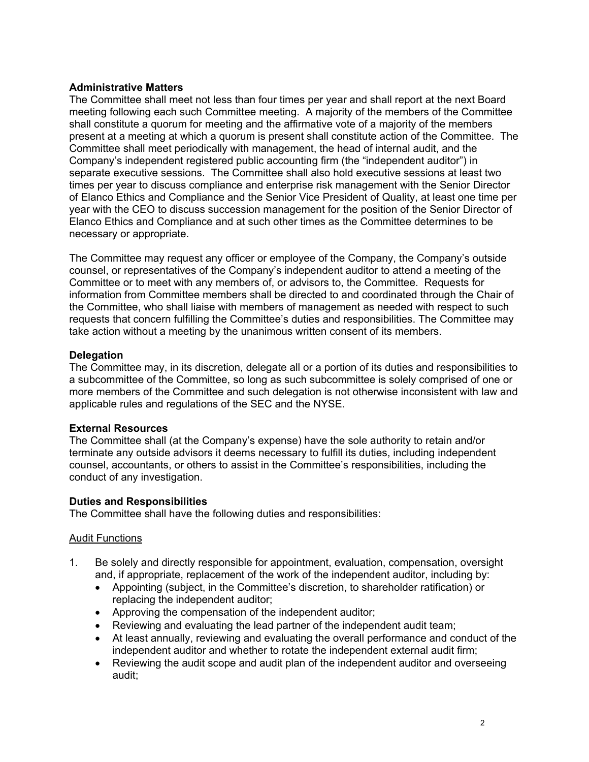**Administrative Matters**

The Committee shall meet not less than four times per year and shall report at the next Board meeting following each such Committee meeting. A majority of the members of the Committee shall constitute a quorum for meeting and the affirmative vote of a majority of the members present at a meeting at which a quorum is present shall constitute action of the Committee. The Committee shall meet periodically with management, the head of internal audit, and the Company's independent registered public accounting firm (the "independent auditor") in separate executive sessions. The Committee shall also hold executive sessions at least two times per year to discuss compliance and enterprise risk management with the Senior Director of Elanco Ethics and Compliance and the Senior Vice President of Quality, at least one time per year with the CEO to discuss succession management for the position of the Senior Director of Elanco Ethics and Compliance and at such other times as the Committee determines to be necessary or appropriate.

The Committee may request any officer or employee of the Company, the Company's outside counsel, or representatives of the Company's independent auditor to attend a meeting of the Committee or to meet with any members of, or advisors to, the Committee. Requests for information from Committee members shall be directed to and coordinated through the Chair of the Committee, who shall liaise with members of management as needed with respect to such requests that concern fulfilling the Committee's duties and responsibilities. The Committee may take action without a meeting by the unanimous written consent of its members.

**Delegation**

The Committee may, in its discretion, delegate all or a portion of its duties and responsibilities to a subcommittee of the Committee, so long as such subcommittee is solely comprised of one or more members of the Committee and such delegation is not otherwise inconsistent with law and applicable rules and regulations of the SEC and the NYSE.

**External Resources**

The Committee shall (at the Company's expense) have the sole authority to retain and/or terminate any outside advisors it deems necessary to fulfill its duties, including independent counsel, accountants, or others to assist in the Committee's responsibilities, including the conduct of any investigation.

**Duties and Responsibilities**

The Committee shall have the following duties and responsibilities:

<u>Audit Functions</u>

1. Be solely and directly responsible for appointment, evaluation, compensation, oversight and, if appropriate, replacement of the work of the independent auditor, including by:
   - Appointing (subject, in the Committee's discretion, to shareholder ratification) or replacing the independent auditor;
   - Approving the compensation of the independent auditor;
   - Reviewing and evaluating the lead partner of the independent audit team;
   - At least annually, reviewing and evaluating the overall performance and conduct of the independent auditor and whether to rotate the independent external audit firm;
   - Reviewing the audit scope and audit plan of the independent auditor and overseeing audit;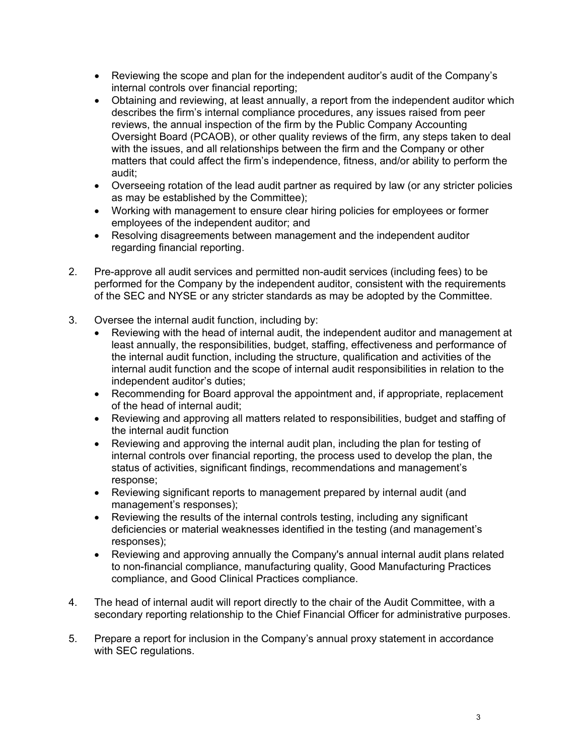- Reviewing the scope and plan for the independent auditor's audit of the Company's internal controls over financial reporting;
- Obtaining and reviewing, at least annually, a report from the independent auditor which describes the firm's internal compliance procedures, any issues raised from peer reviews, the annual inspection of the firm by the Public Company Accounting Oversight Board (PCAOB), or other quality reviews of the firm, any steps taken to deal with the issues, and all relationships between the firm and the Company or other matters that could affect the firm's independence, fitness, and/or ability to perform the audit;
- Overseeing rotation of the lead audit partner as required by law (or any stricter policies as may be established by the Committee);
- Working with management to ensure clear hiring policies for employees or former employees of the independent auditor; and
- Resolving disagreements between management and the independent auditor regarding financial reporting.

2. Pre-approve all audit services and permitted non-audit services (including fees) to be performed for the Company by the independent auditor, consistent with the requirements of the SEC and NYSE or any stricter standards as may be adopted by the Committee.

3. Oversee the internal audit function, including by:
   - Reviewing with the head of internal audit, the independent auditor and management at least annually, the responsibilities, budget, staffing, effectiveness and performance of the internal audit function, including the structure, qualification and activities of the internal audit function and the scope of internal audit responsibilities in relation to the independent auditor's duties;
   - Recommending for Board approval the appointment and, if appropriate, replacement of the head of internal audit;
   - Reviewing and approving all matters related to responsibilities, budget and staffing of the internal audit function
   - Reviewing and approving the internal audit plan, including the plan for testing of internal controls over financial reporting, the process used to develop the plan, the status of activities, significant findings, recommendations and management's response;
   - Reviewing significant reports to management prepared by internal audit (and management's responses);
   - Reviewing the results of the internal controls testing, including any significant deficiencies or material weaknesses identified in the testing (and management's responses);
   - Reviewing and approving annually the Company's annual internal audit plans related to non-financial compliance, manufacturing quality, Good Manufacturing Practices compliance, and Good Clinical Practices compliance.

4. The head of internal audit will report directly to the chair of the Audit Committee, with a secondary reporting relationship to the Chief Financial Officer for administrative purposes.

5. Prepare a report for inclusion in the Company's annual proxy statement in accordance with SEC regulations.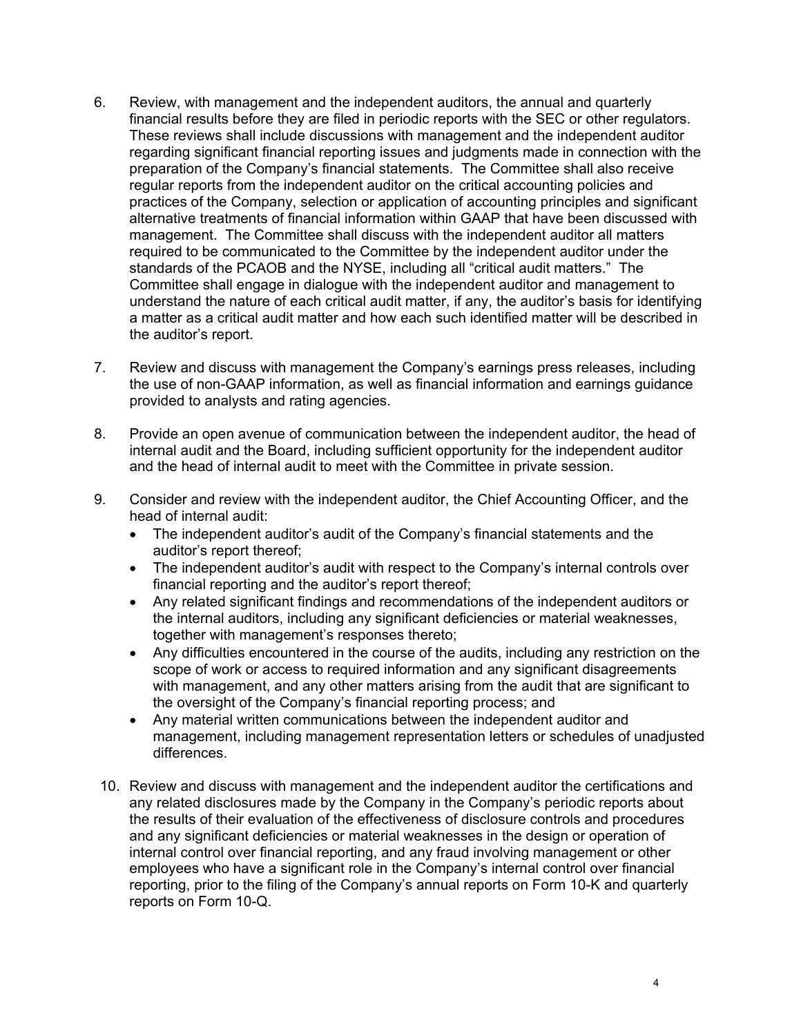6. Review, with management and the independent auditors, the annual and quarterly financial results before they are filed in periodic reports with the SEC or other regulators. These reviews shall include discussions with management and the independent auditor regarding significant financial reporting issues and judgments made in connection with the preparation of the Company's financial statements. The Committee shall also receive regular reports from the independent auditor on the critical accounting policies and practices of the Company, selection or application of accounting principles and significant alternative treatments of financial information within GAAP that have been discussed with management. The Committee shall discuss with the independent auditor all matters required to be communicated to the Committee by the independent auditor under the standards of the PCAOB and the NYSE, including all "critical audit matters." The Committee shall engage in dialogue with the independent auditor and management to understand the nature of each critical audit matter, if any, the auditor's basis for identifying a matter as a critical audit matter and how each such identified matter will be described in the auditor's report.

7. Review and discuss with management the Company's earnings press releases, including the use of non-GAAP information, as well as financial information and earnings guidance provided to analysts and rating agencies.

8. Provide an open avenue of communication between the independent auditor, the head of internal audit and the Board, including sufficient opportunity for the independent auditor and the head of internal audit to meet with the Committee in private session.

9. Consider and review with the independent auditor, the Chief Accounting Officer, and the head of internal audit:
   - The independent auditor's audit of the Company's financial statements and the auditor's report thereof;
   - The independent auditor's audit with respect to the Company's internal controls over financial reporting and the auditor's report thereof;
   - Any related significant findings and recommendations of the independent auditors or the internal auditors, including any significant deficiencies or material weaknesses, together with management's responses thereto;
   - Any difficulties encountered in the course of the audits, including any restriction on the scope of work or access to required information and any significant disagreements with management, and any other matters arising from the audit that are significant to the oversight of the Company's financial reporting process; and
   - Any material written communications between the independent auditor and management, including management representation letters or schedules of unadjusted differences.

10. Review and discuss with management and the independent auditor the certifications and any related disclosures made by the Company in the Company's periodic reports about the results of their evaluation of the effectiveness of disclosure controls and procedures and any significant deficiencies or material weaknesses in the design or operation of internal control over financial reporting, and any fraud involving management or other employees who have a significant role in the Company's internal control over financial reporting, prior to the filing of the Company's annual reports on Form 10-K and quarterly reports on Form 10-Q.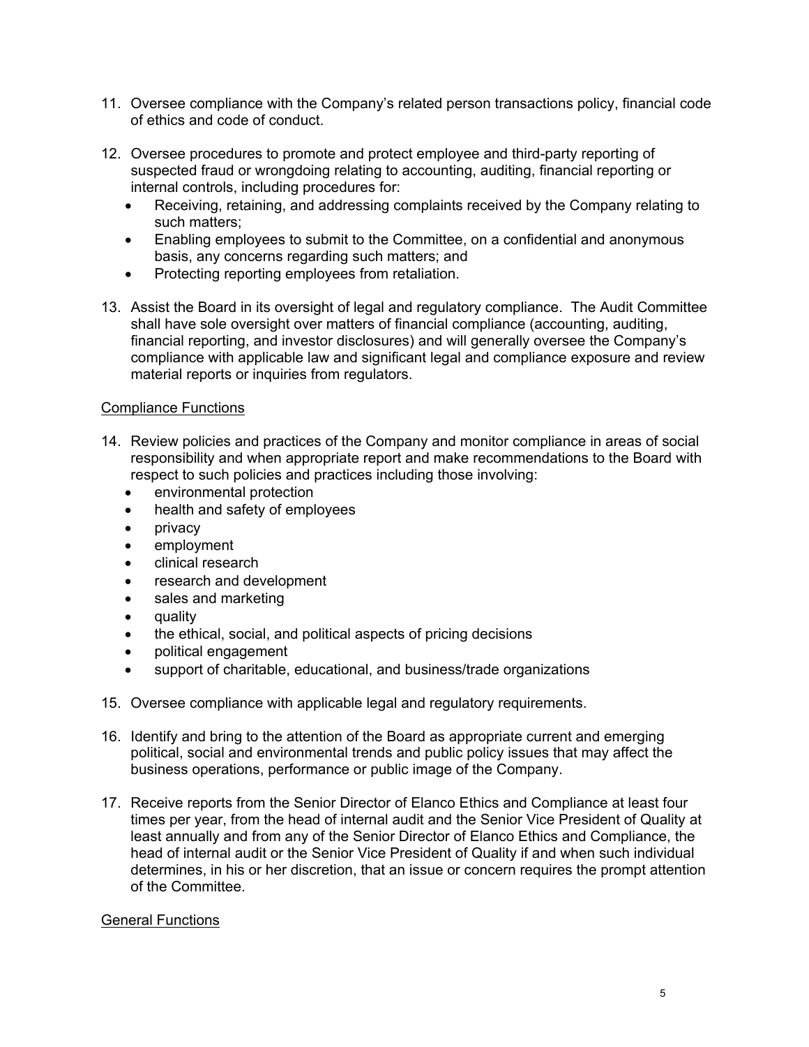11. Oversee compliance with the Company's related person transactions policy, financial code of ethics and code of conduct.

12. Oversee procedures to promote and protect employee and third-party reporting of suspected fraud or wrongdoing relating to accounting, auditing, financial reporting or internal controls, including procedures for:
    - Receiving, retaining, and addressing complaints received by the Company relating to such matters;
    - Enabling employees to submit to the Committee, on a confidential and anonymous basis, any concerns regarding such matters; and
    - Protecting reporting employees from retaliation.

13. Assist the Board in its oversight of legal and regulatory compliance. The Audit Committee shall have sole oversight over matters of financial compliance (accounting, auditing, financial reporting, and investor disclosures) and will generally oversee the Company's compliance with applicable law and significant legal and compliance exposure and review material reports or inquiries from regulators.

<u>Compliance Functions</u>

14. Review policies and practices of the Company and monitor compliance in areas of social responsibility and when appropriate report and make recommendations to the Board with respect to such policies and practices including those involving:
    - environmental protection
    - health and safety of employees
    - privacy
    - employment
    - clinical research
    - research and development
    - sales and marketing
    - quality
    - the ethical, social, and political aspects of pricing decisions
    - political engagement
    - support of charitable, educational, and business/trade organizations

15. Oversee compliance with applicable legal and regulatory requirements.

16. Identify and bring to the attention of the Board as appropriate current and emerging political, social and environmental trends and public policy issues that may affect the business operations, performance or public image of the Company.

17. Receive reports from the Senior Director of Elanco Ethics and Compliance at least four times per year, from the head of internal audit and the Senior Vice President of Quality at least annually and from any of the Senior Director of Elanco Ethics and Compliance, the head of internal audit or the Senior Vice President of Quality if and when such individual determines, in his or her discretion, that an issue or concern requires the prompt attention of the Committee.

<u>General Functions</u>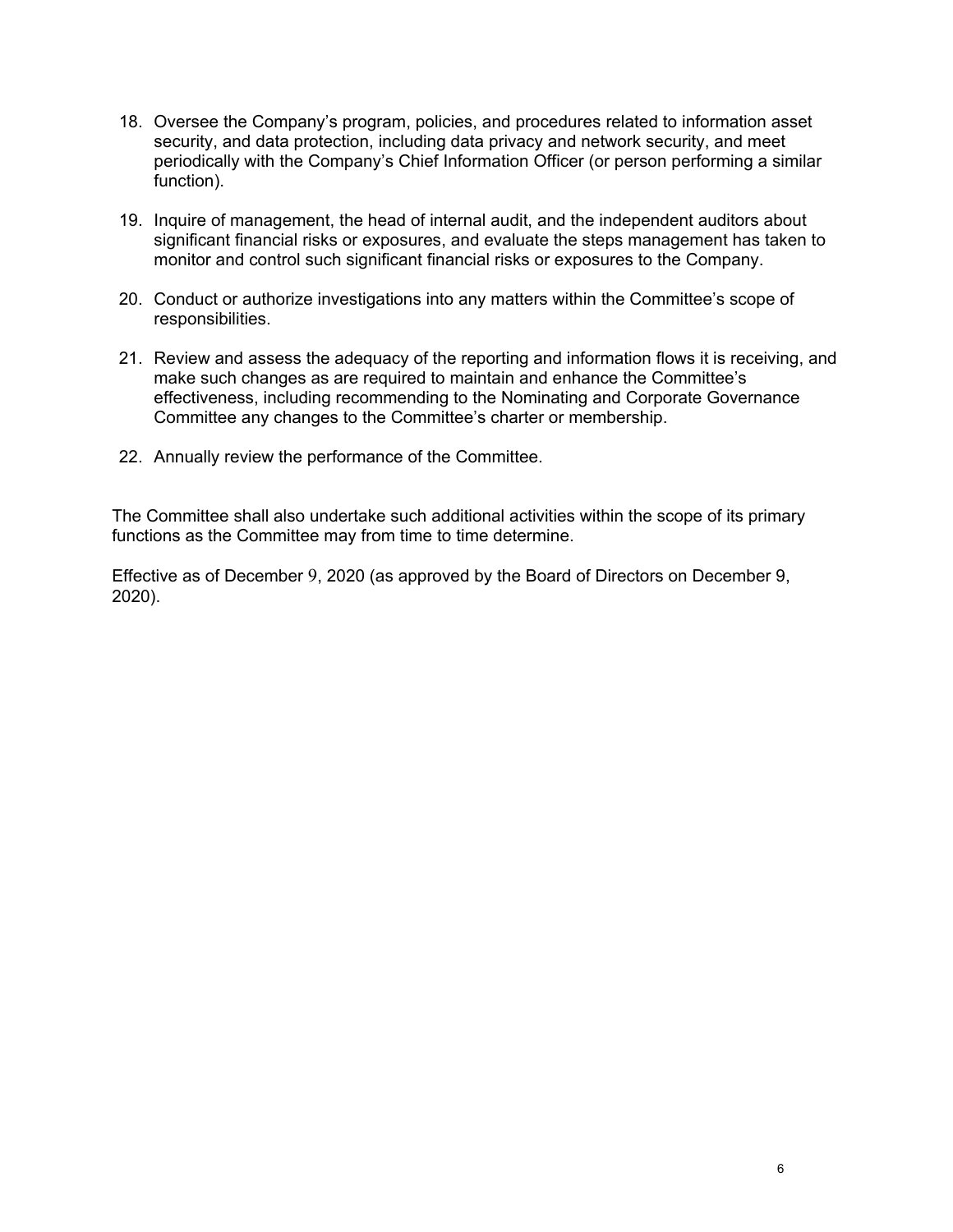18. Oversee the Company's program, policies, and procedures related to information asset security, and data protection, including data privacy and network security, and meet periodically with the Company's Chief Information Officer (or person performing a similar function).

19. Inquire of management, the head of internal audit, and the independent auditors about significant financial risks or exposures, and evaluate the steps management has taken to monitor and control such significant financial risks or exposures to the Company.

20. Conduct or authorize investigations into any matters within the Committee's scope of responsibilities.

21. Review and assess the adequacy of the reporting and information flows it is receiving, and make such changes as are required to maintain and enhance the Committee's effectiveness, including recommending to the Nominating and Corporate Governance Committee any changes to the Committee's charter or membership.

22. Annually review the performance of the Committee.

The Committee shall also undertake such additional activities within the scope of its primary functions as the Committee may from time to time determine.

Effective as of December 9, 2020 (as approved by the Board of Directors on December 9, 2020).